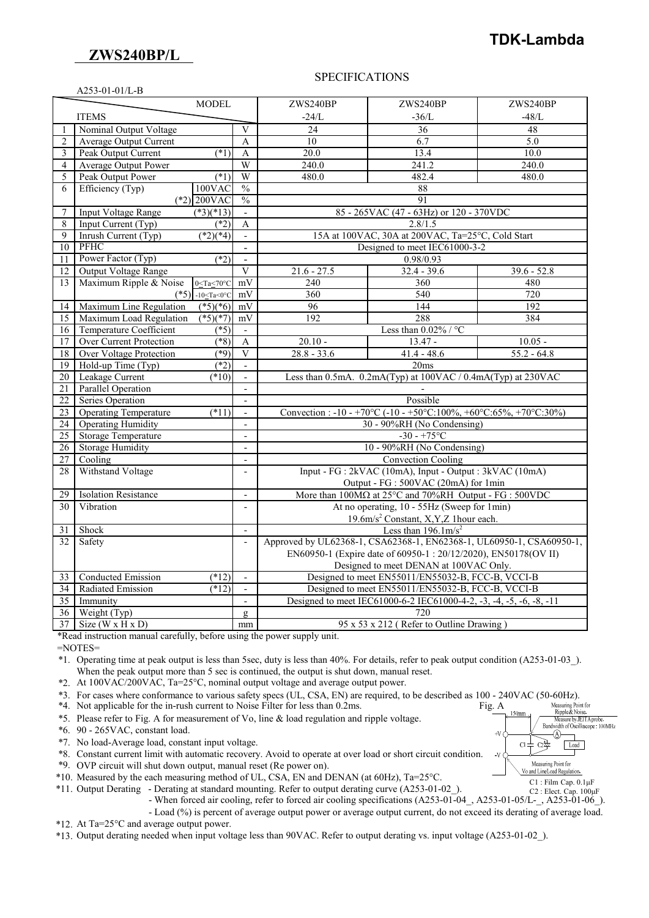**TDK-Lambda**

## ZWS240BP/L

SPECIFICATIONS

A253-01-01/L-B

| | ITEMS | | MODEL | ZWS240BP -24/L | ZWS240BP -36/L | ZWS240BP -48/L |
|---|---|---|---|---|---|---|
| 1 | Nominal Output Voltage | | V | 24 | 36 | 48 |
| 2 | Average Output Current | | A | 10 | 6.7 | 5.0 |
| 3 | Peak Output Current | (*1) | A | 20.0 | 13.4 | 10.0 |
| 4 | Average Output Power | | W | 240.0 | 241.2 | 240.0 |
| 5 | Peak Output Power | (*1) | W | 480.0 | 482.4 | 480.0 |
| 6 | Efficiency (Typ) | 100VAC | % | 88 | | |
| | | (*2) 200VAC | % | 91 | | |
| 7 | Input Voltage Range | (*3)(*13) | - | 85 - 265VAC (47 - 63Hz) or 120 - 370VDC | | |
| 8 | Input Current (Typ) | (*2) | A | 2.8/1.5 | | |
| 9 | Inrush Current (Typ) | (*2)(*4) | - | 15A at 100VAC, 30A at 200VAC, Ta=25°C, Cold Start | | |
| 10 | PFHC | | - | Designed to meet IEC61000-3-2 | | |
| 11 | Power Factor (Typ) | (*2) | - | 0.98/0.93 | | |
| 12 | Output Voltage Range | | V | 21.6 - 27.5 | 32.4 - 39.6 | 39.6 - 52.8 |
| 13 | Maximum Ripple & Noise | 0≤Ta≤70°C | mV | 240 | 360 | 480 |
| | | (*5) -10≤Ta<0°C | mV | 360 | 540 | 720 |
| 14 | Maximum Line Regulation | (*5)(*6) | mV | 96 | 144 | 192 |
| 15 | Maximum Load Regulation | (*5)(*7) | mV | 192 | 288 | 384 |
| 16 | Temperature Coefficient | (*5) | - | Less than 0.02% / °C | | |
| 17 | Over Current Protection | (*8) | A | 20.10 - | 13.47 - | 10.05 - |
| 18 | Over Voltage Protection | (*9) | V | 28.8 - 33.6 | 41.4 - 48.6 | 55.2 - 64.8 |
| 19 | Hold-up Time (Typ) | (*2) | - | 20ms | | |
| 20 | Leakage Current | (*10) | - | Less than 0.5mA. 0.2mA(Typ) at 100VAC / 0.4mA(Typ) at 230VAC | | |
| 21 | Parallel Operation | | - | - | | |
| 22 | Series Operation | | - | Possible | | |
| 23 | Operating Temperature | (*11) | - | Convection : -10 - +70°C (-10 - +50°C:100%, +60°C:65%, +70°C:30%) | | |
| 24 | Operating Humidity | | - | 30 - 90%RH (No Condensing) | | |
| 25 | Storage Temperature | | - | -30 - +75°C | | |
| 26 | Storage Humidity | | - | 10 - 90%RH (No Condensing) | | |
| 27 | Cooling | | - | Convection Cooling | | |
| 28 | Withstand Voltage | | - | Input - FG : 2kVAC (10mA), Input - Output : 3kVAC (10mA) Output - FG : 500VAC (20mA) for 1min | | |
| 29 | Isolation Resistance | | - | More than 100MΩ at 25°C and 70%RH Output - FG : 500VDC | | |
| 30 | Vibration | | - | At no operating, 10 - 55Hz (Sweep for 1min) 19.6m/s² Constant, X,Y,Z 1hour each. | | |
| 31 | Shock | | - | Less than 196.1m/s² | | |
| 32 | Safety | | - | Approved by UL62368-1, CSA62368-1, EN62368-1, UL60950-1, CSA60950-1, EN60950-1 (Expire date of 60950-1 : 20/12/2020), EN50178(OV II) Designed to meet DENAN at 100VAC Only. | | |
| 33 | Conducted Emission | (*12) | - | Designed to meet EN55011/EN55032-B, FCC-B, VCCI-B | | |
| 34 | Radiated Emission | (*12) | - | Designed to meet EN55011/EN55032-B, FCC-B, VCCI-B | | |
| 35 | Immunity | | - | Designed to meet IEC61000-6-2 IEC61000-4-2, -3, -4, -5, -6, -8, -11 | | |
| 36 | Weight (Typ) | | g | 720 | | |
| 37 | Size (W x H x D) | | mm | 95 x 53 x 212 ( Refer to Outline Drawing ) | | |

*Read instruction manual carefully, before using the power supply unit.

=NOTES=

*1. Operating time at peak output is less than 5sec, duty is less than 40%. For details, refer to peak output condition (A253-01-03_). When the peak output more than 5 sec is continued, the output is shut down, manual reset.

*2. At 100VAC/200VAC, Ta=25°C, nominal output voltage and average output power.

*3. For cases where conformance to various safety specs (UL, CSA, EN) are required, to be described as 100 - 240VAC (50-60Hz).

*4. Not applicable for the in-rush current to Noise Filter for less than 0.2ms.

*5. Please refer to Fig. A for measurement of Vo, line & load regulation and ripple voltage.

*6. 90 - 265VAC, constant load.

*7. No load-Average load, constant input voltage.

*8. Constant current limit with automatic recovery. Avoid to operate at over load or short circuit condition.

*9. OVP circuit will shut down output, manual reset (Re power on).

*10. Measured by the each measuring method of UL, CSA, EN and DENAN (at 60Hz), Ta=25°C.

*11. Output Derating - Derating at standard mounting. Refer to output derating curve (A253-01-02_).
- When forced air cooling, refer to forced air cooling specifications (A253-01-04_, A253-01-05/L-_, A253-01-06_).
- Load (%) is percent of average output power or average output current, do not exceed its derating of average load.

*12. At Ta=25°C and average output power.

*13. Output derating needed when input voltage less than 90VAC. Refer to output derating vs. input voltage (A253-01-02_).

Fig. A

Measuring Point for Ripple&Noise. Measure by JEITA probe. Bandwidth of Oscilloscope : 100MHz

150mm

Measuring Point for Vo and Line/Load Regulation.

C1 : Film Cap. 0.1μF

C2 : Elect. Cap. 100μF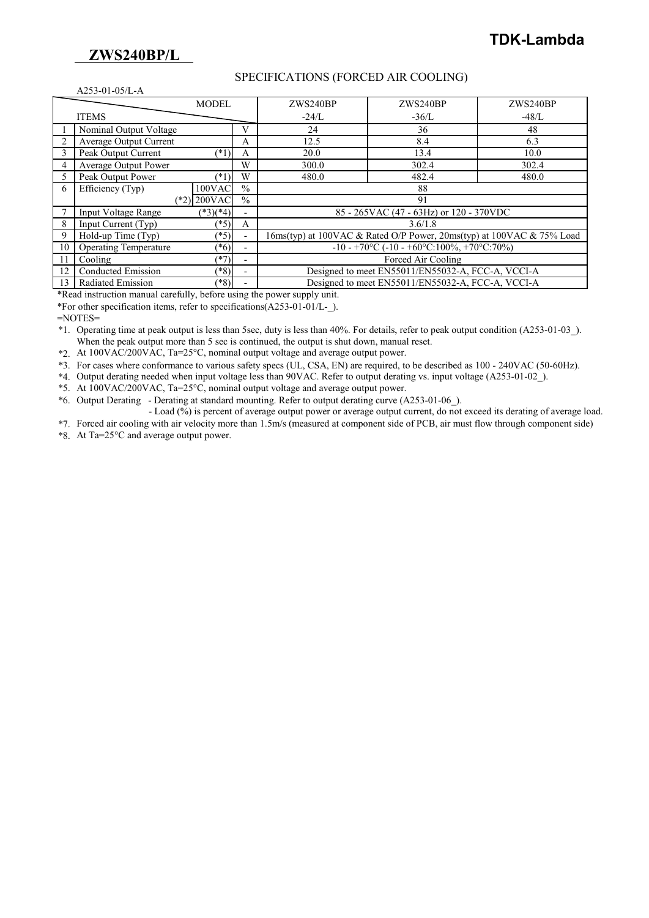**TDK-Lambda**

## ZWS240BP/L

SPECIFICATIONS (FORCED AIR COOLING)

A253-01-05/L-A

| | ITEMS | | MODEL | ZWS240BP -24/L | ZWS240BP -36/L | ZWS240BP -48/L |
|---|---|---|---|---|---|---|
| 1 | Nominal Output Voltage | | V | 24 | 36 | 48 |
| 2 | Average Output Current | | A | 12.5 | 8.4 | 6.3 |
| 3 | Peak Output Current | (*1) | A | 20.0 | 13.4 | 10.0 |
| 4 | Average Output Power | | W | 300.0 | 302.4 | 302.4 |
| 5 | Peak Output Power | (*1) | W | 480.0 | 482.4 | 480.0 |
| 6 | Efficiency (Typ) | 100VAC | % | 88 | | |
| | (*2) | 200VAC | % | 91 | | |
| 7 | Input Voltage Range | (*3)(*4) | - | 85 - 265VAC (47 - 63Hz) or 120 - 370VDC | | |
| 8 | Input Current (Typ) | (*5) | A | 3.6/1.8 | | |
| 9 | Hold-up Time (Typ) | (*5) | - | 16ms(typ) at 100VAC & Rated O/P Power, 20ms(typ) at 100VAC & 75% Load | | |
| 10 | Operating Temperature | (*6) | - | -10 - +70°C (-10 - +60°C:100%, +70°C:70%) | | |
| 11 | Cooling | (*7) | - | Forced Air Cooling | | |
| 12 | Conducted Emission | (*8) | - | Designed to meet EN55011/EN55032-A, FCC-A, VCCI-A | | |
| 13 | Radiated Emission | (*8) | - | Designed to meet EN55011/EN55032-A, FCC-A, VCCI-A | | |

*Read instruction manual carefully, before using the power supply unit.

*For other specification items, refer to specifications(A253-01-01/L-_).

=NOTES=

*1. Operating time at peak output is less than 5sec, duty is less than 40%. For details, refer to peak output condition (A253-01-03_). When the peak output more than 5 sec is continued, the output is shut down, manual reset.

*2. At 100VAC/200VAC, Ta=25°C, nominal output voltage and average output power.

*3. For cases where conformance to various safety specs (UL, CSA, EN) are required, to be described as 100 - 240VAC (50-60Hz).

*4. Output derating needed when input voltage less than 90VAC. Refer to output derating vs. input voltage (A253-01-02_).

*5. At 100VAC/200VAC, Ta=25°C, nominal output voltage and average output power.

*6. Output Derating - Derating at standard mounting. Refer to output derating curve (A253-01-06_).
- Load (%) is percent of average output power or average output current, do not exceed its derating of average load.

*7. Forced air cooling with air velocity more than 1.5m/s (measured at component side of PCB, air must flow through component side)

*8. At Ta=25°C and average output power.